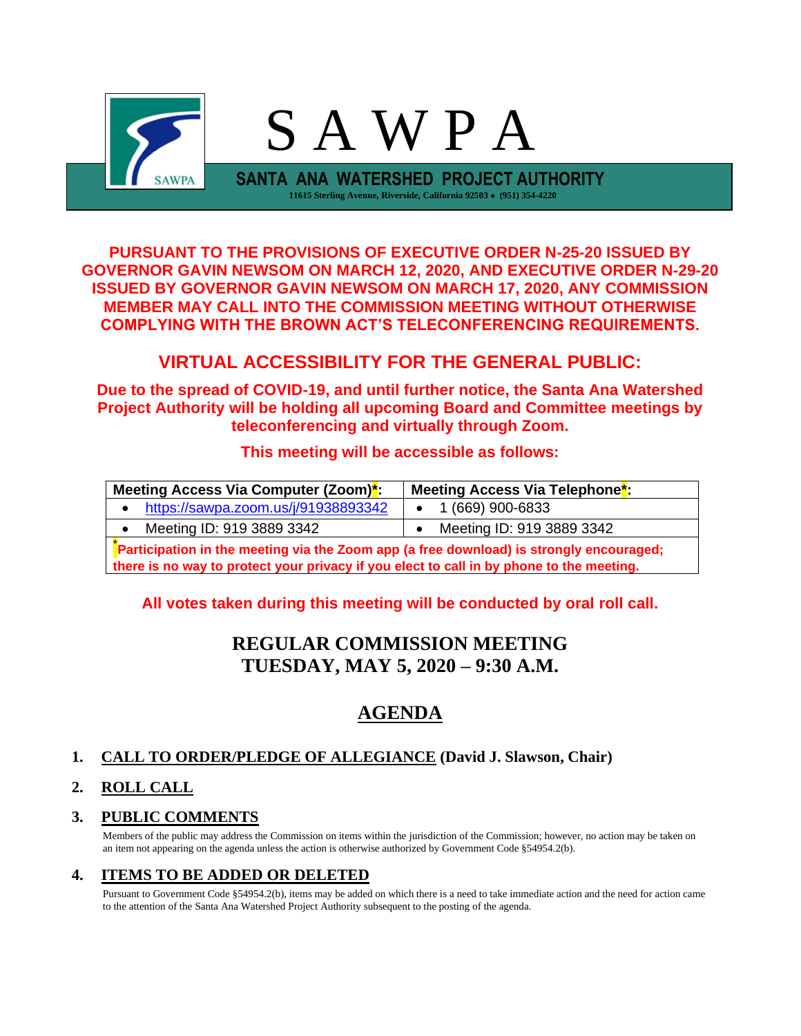# S A W P A

**SANTA ANA WATERSHED PROJECT AUTHORITY**

**11615 Sterling Avenue, Riverside, California 92503 • (951) 354-4220**

**PURSUANT TO THE PROVISIONS OF EXECUTIVE ORDER N-25-20 ISSUED BY GOVERNOR GAVIN NEWSOM ON MARCH 12, 2020, AND EXECUTIVE ORDER N-29-20 ISSUED BY GOVERNOR GAVIN NEWSOM ON MARCH 17, 2020, ANY COMMISSION MEMBER MAY CALL INTO THE COMMISSION MEETING WITHOUT OTHERWISE COMPLYING WITH THE BROWN ACT'S TELECONFERENCING REQUIREMENTS.**

## VIRTUAL ACCESSIBILITY FOR THE GENERAL PUBLIC:

**Due to the spread of COVID-19, and until further notice, the Santa Ana Watershed Project Authority will be holding all upcoming Board and Committee meetings by teleconferencing and virtually through Zoom.**

**This meeting will be accessible as follows:**

| Meeting Access Via Computer (Zoom)*: | Meeting Access Via Telephone*: |
|---|---|
| • https://sawpa.zoom.us/j/91938893342 | • 1 (669) 900-6833 |
| • Meeting ID: 919 3889 3342 | • Meeting ID: 919 3889 3342 |
| *Participation in the meeting via the Zoom app (a free download) is strongly encouraged; there is no way to protect your privacy if you elect to call in by phone to the meeting. | |

**All votes taken during this meeting will be conducted by oral roll call.**

## REGULAR COMMISSION MEETING
## TUESDAY, MAY 5, 2020 – 9:30 A.M.

# AGENDA

1. **CALL TO ORDER/PLEDGE OF ALLEGIANCE (David J. Slawson, Chair)**

2. **ROLL CALL**

3. **PUBLIC COMMENTS**

   Members of the public may address the Commission on items within the jurisdiction of the Commission; however, no action may be taken on an item not appearing on the agenda unless the action is otherwise authorized by Government Code §54954.2(b).

4. **ITEMS TO BE ADDED OR DELETED**

   Pursuant to Government Code §54954.2(b), items may be added on which there is a need to take immediate action and the need for action came to the attention of the Santa Ana Watershed Project Authority subsequent to the posting of the agenda.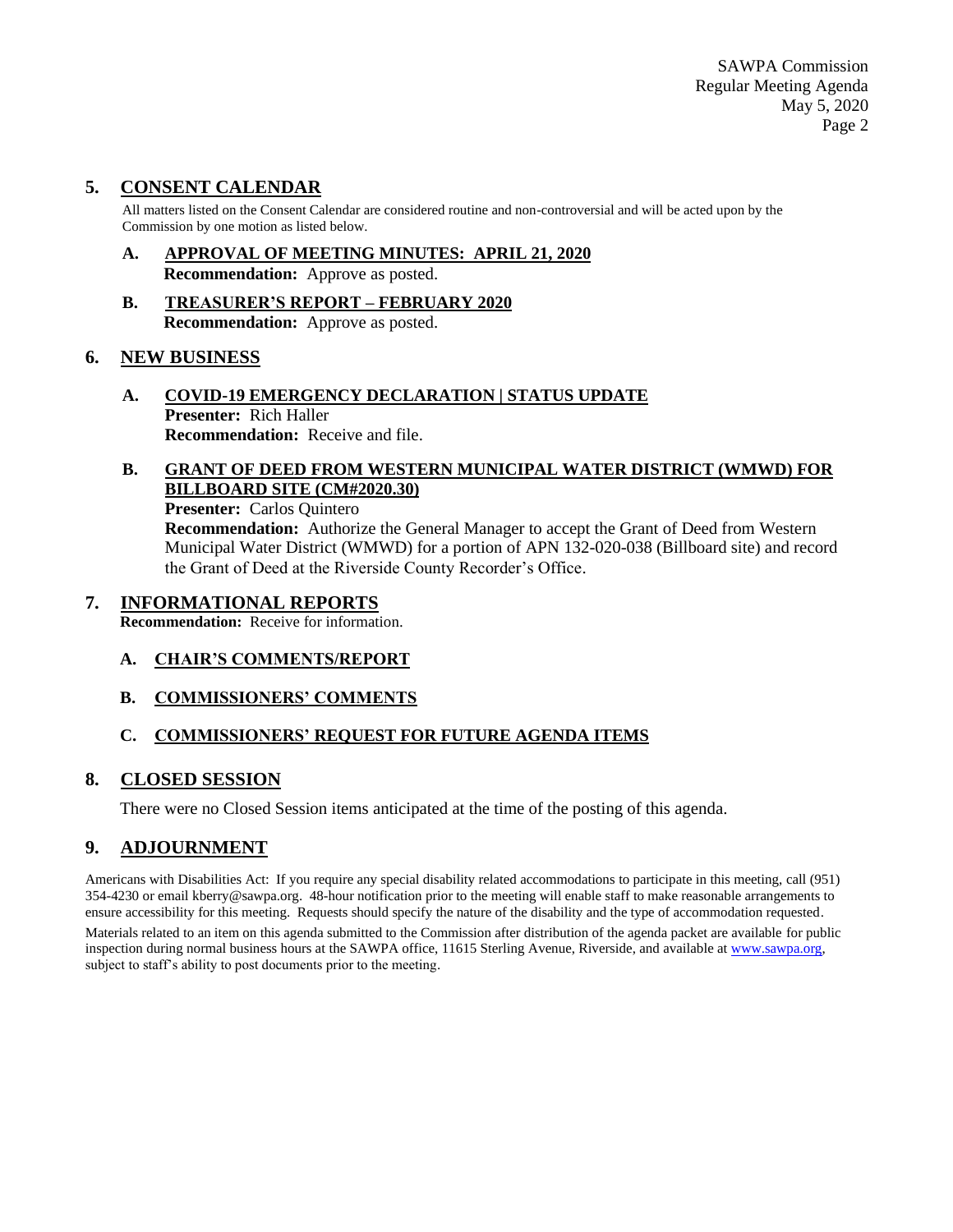## 5. CONSENT CALENDAR

All matters listed on the Consent Calendar are considered routine and non-controversial and will be acted upon by the Commission by one motion as listed below.

### A. APPROVAL OF MEETING MINUTES: APRIL 21, 2020

**Recommendation:** Approve as posted.

### B. TREASURER'S REPORT – FEBRUARY 2020

**Recommendation:** Approve as posted.

## 6. NEW BUSINESS

### A. COVID-19 EMERGENCY DECLARATION | STATUS UPDATE

**Presenter:** Rich Haller

**Recommendation:** Receive and file.

### B. GRANT OF DEED FROM WESTERN MUNICIPAL WATER DISTRICT (WMWD) FOR BILLBOARD SITE (CM#2020.30)

**Presenter:** Carlos Quintero

**Recommendation:** Authorize the General Manager to accept the Grant of Deed from Western Municipal Water District (WMWD) for a portion of APN 132-020-038 (Billboard site) and record the Grant of Deed at the Riverside County Recorder's Office.

## 7. INFORMATIONAL REPORTS

**Recommendation:** Receive for information.

### A. CHAIR'S COMMENTS/REPORT

### B. COMMISSIONERS' COMMENTS

### C. COMMISSIONERS' REQUEST FOR FUTURE AGENDA ITEMS

## 8. CLOSED SESSION

There were no Closed Session items anticipated at the time of the posting of this agenda.

## 9. ADJOURNMENT

Americans with Disabilities Act: If you require any special disability related accommodations to participate in this meeting, call (951) 354-4230 or email kberry@sawpa.org. 48-hour notification prior to the meeting will enable staff to make reasonable arrangements to ensure accessibility for this meeting. Requests should specify the nature of the disability and the type of accommodation requested.

Materials related to an item on this agenda submitted to the Commission after distribution of the agenda packet are available for public inspection during normal business hours at the SAWPA office, 11615 Sterling Avenue, Riverside, and available at www.sawpa.org, subject to staff's ability to post documents prior to the meeting.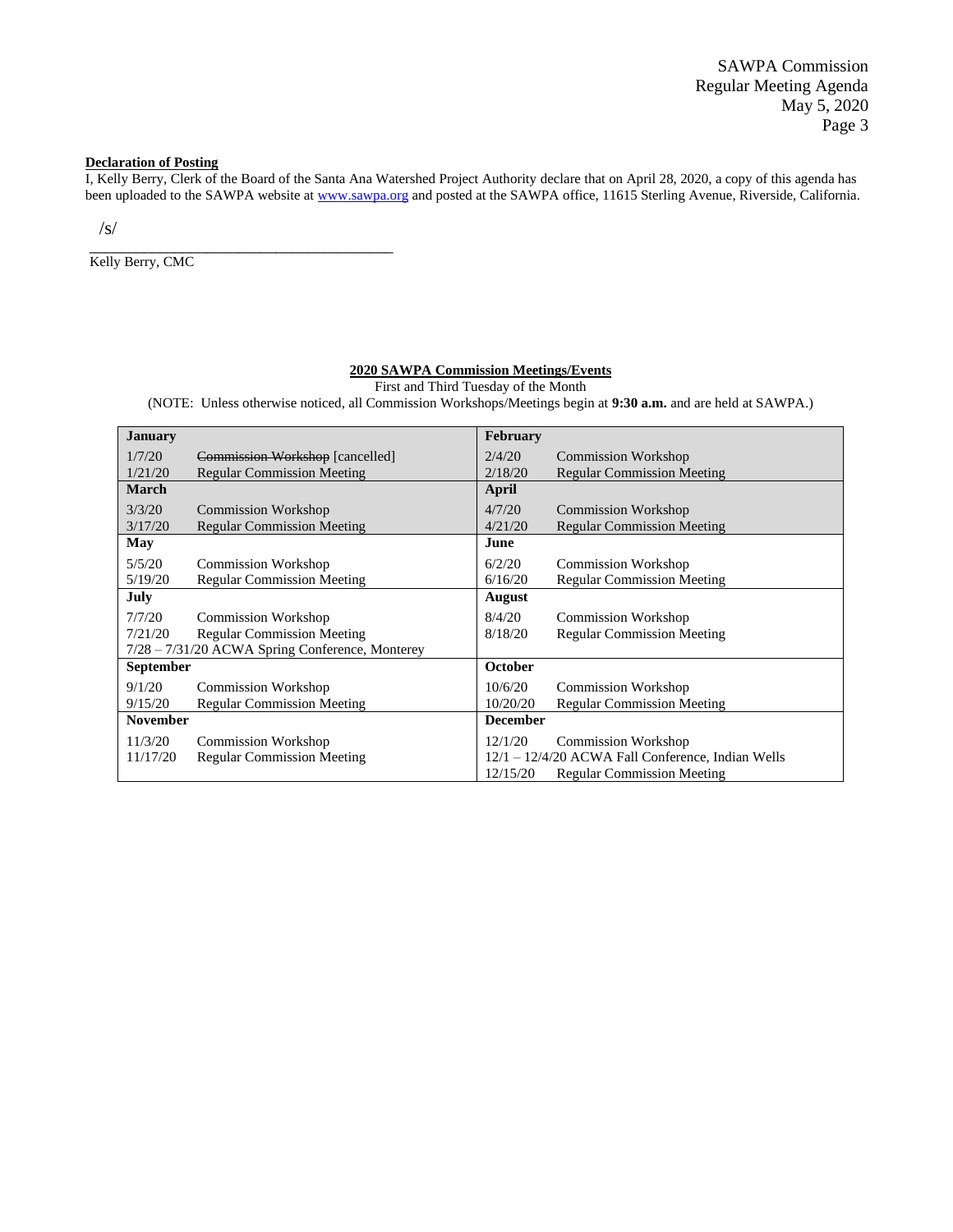**Declaration of Posting**

I, Kelly Berry, Clerk of the Board of the Santa Ana Watershed Project Authority declare that on April 28, 2020, a copy of this agenda has been uploaded to the SAWPA website at www.sawpa.org and posted at the SAWPA office, 11615 Sterling Avenue, Riverside, California.

/s/

\_\_\_\_\_\_\_\_\_\_\_\_\_\_\_\_\_\_\_\_\_\_\_\_\_\_\_\_\_\_\_\_\_\_\_\_\_\_\_\_

Kelly Berry, CMC

**2020 SAWPA Commission Meetings/Events**

First and Third Tuesday of the Month

(NOTE: Unless otherwise noticed, all Commission Workshops/Meetings begin at **9:30 a.m.** and are held at SAWPA.)

| | | | |
|---|---|---|---|
| **January** | | **February** | |
| 1/7/20 | ~~Commission Workshop~~ [cancelled] | 2/4/20 | Commission Workshop |
| 1/21/20 | Regular Commission Meeting | 2/18/20 | Regular Commission Meeting |
| **March** | | **April** | |
| 3/3/20 | Commission Workshop | 4/7/20 | Commission Workshop |
| 3/17/20 | Regular Commission Meeting | 4/21/20 | Regular Commission Meeting |
| **May** | | **June** | |
| 5/5/20 | Commission Workshop | 6/2/20 | Commission Workshop |
| 5/19/20 | Regular Commission Meeting | 6/16/20 | Regular Commission Meeting |
| **July** | | **August** | |
| 7/7/20 | Commission Workshop | 8/4/20 | Commission Workshop |
| 7/21/20 | Regular Commission Meeting | 8/18/20 | Regular Commission Meeting |
| 7/28 – 7/31/20 ACWA Spring Conference, Monterey | | | |
| **September** | | **October** | |
| 9/1/20 | Commission Workshop | 10/6/20 | Commission Workshop |
| 9/15/20 | Regular Commission Meeting | 10/20/20 | Regular Commission Meeting |
| **November** | | **December** | |
| 11/3/20 | Commission Workshop | 12/1/20 | Commission Workshop |
| 11/17/20 | Regular Commission Meeting | 12/1 – 12/4/20 ACWA Fall Conference, Indian Wells | |
| | | 12/15/20 | Regular Commission Meeting |